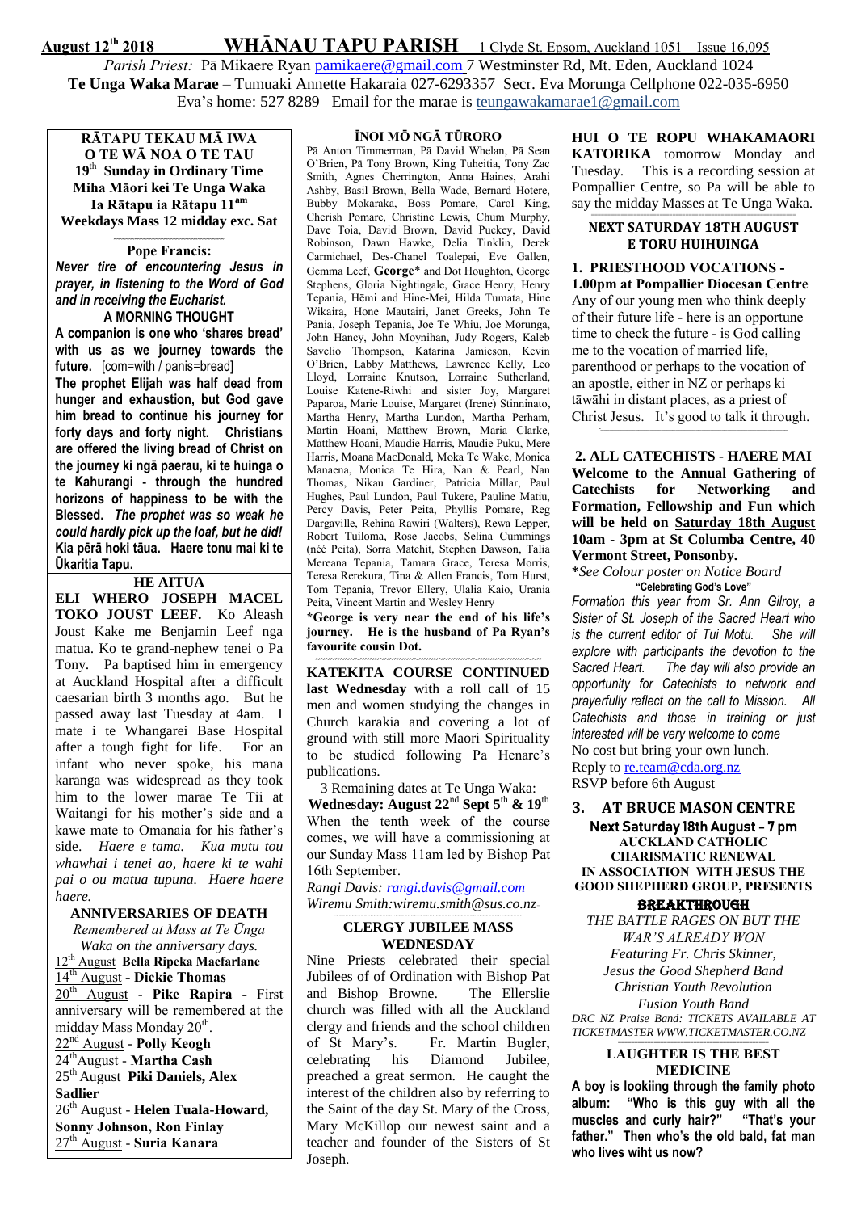**August 12th 2018 WHĀNAU TAPU PARISH 1 Clyde St. Epsom, Auckland 1051 Issue 16,095**

*Parish Priest:* Pā Mikaere Ryan pamikaere@gmail.com 7 Westminster Rd, Mt. Eden, Auckland 1024

**Te Unga Waka Marae** – Tumuaki Annette Hakaraia 027-6293357 Secr. Eva Morunga Cellphone 022-035-6950

Eva's home: 527 8289 Email for the marae is teungawakamarae1@gmail.com

## RĀTAPU TEKAU MĀ IWA O TE WĀ NOA O TE TAU

**19th Sunday in Ordinary Time**

**Miha Māori kei Te Unga Waka**

**Ia Rātapu ia Rātapu 11am**

**Weekdays Mass 12 midday exc. Sat**

**Pope Francis:**

***Never tire of encountering Jesus in prayer, in listening to the Word of God and in receiving the Eucharist.***

**A MORNING THOUGHT**

**A companion is one who 'shares bread' with us as we journey towards the future.** [com=with / panis=bread]

**The prophet Elijah was half dead from hunger and exhaustion, but God gave him bread to continue his journey for forty days and forty night. Christians are offered the living bread of Christ on the journey ki ngā paerau, ki te huinga o te Kahurangi - through the hundred horizons of happiness to be with the Blessed.** ***The prophet was so weak he could hardly pick up the loaf, but he did!*** **Kia pērā hoki tāua. Haere tonu mai ki te Ūkaritia Tapu.**

### HE AITUA

**ELI WHERO JOSEPH MACEL TOKO JOUST LEEF.** Ko Aleash Joust Kake me Benjamin Leef nga matua. Ko te grand-nephew tenei o Pa Tony. Pa baptised him in emergency at Auckland Hospital after a difficult caesarian birth 3 months ago. But he passed away last Tuesday at 4am. I mate i te Whangarei Base Hospital after a tough fight for life. For an infant who never spoke, his mana karanga was widespread as they took him to the lower marae Te Tii at Waitangi for his mother's side and a kawe mate to Omanaia for his father's side. *Haere e tama. Kua mutu tou whawhai i tenei ao, haere ki te wahi pai o ou matua tupuna. Haere haere haere.*

### ANNIVERSARIES OF DEATH

*Remembered at Mass at Te Ūnga Waka on the anniversary days.*

12th August **Bella Ripeka Macfarlane**

14th August - **Dickie Thomas**

20th August - **Pike Rapira** - First anniversary will be remembered at the midday Mass Monday 20th.

22nd August - **Polly Keogh**

24th August - **Martha Cash**

25th August **Piki Daniels, Alex Sadlier**

26th August - **Helen Tuala-Howard, Sonny Johnson, Ron Finlay**

27th August - **Suria Kanara**

### ĪNOI MŌ NGĀ TŪRORO

Pā Anton Timmerman, Pā David Whelan, Pā Sean O'Brien, Pā Tony Brown, King Tuheitia, Tony Zac Smith, Agnes Cherrington, Anna Haines, Arahi Ashby, Basil Brown, Bella Wade, Bernard Hotere, Bubby Mokaraka, Boss Pomare, Carol King, Cherish Pomare, Christine Lewis, Chum Murphy, Dave Toia, David Brown, David Puckey, David Robinson, Dawn Hawke, Delia Tinklin, Derek Carmichael, Des-Chanel Toalepai, Eve Gallen, Gemma Leef, **George*** and Dot Houghton, George Stephens, Gloria Nightingale, Grace Henry, Henry Tepania, Hēmi and Hine-Mei, Hilda Tumata, Hine Wikaira, Hone Mautairi, Janet Greeks, John Te Pania, Joseph Tepania, Joe Te Whiu, Joe Morunga, John Hancy, John Moynihan, Judy Rogers, Kaleb Savelio Thompson, Katarina Jamieson, Kevin O'Brien, Labby Matthews, Lawrence Kelly, Leo Lloyd, Lorraine Knutson, Lorraine Sutherland, Louise Katene-Riwhi and sister Joy, Margaret Paparoa, Marie Louise, Margaret (Irene) Stinninato, Martha Henry, Martha Lundon, Martha Perham, Martin Hoani, Matthew Brown, Maria Clarke, Matthew Hoani, Maudie Harris, Maudie Puku, Mere Harris, Moana MacDonald, Moka Te Wake, Monica Manaena, Monica Te Hira, Nan & Pearl, Nan Thomas, Nikau Gardiner, Patricia Millar, Paul Hughes, Paul Lundon, Paul Tukere, Pauline Matiu, Percy Davis, Peter Peita, Phyllis Pomare, Reg Dargaville, Rehina Rawiri (Walters), Rewa Lepper, Robert Tuiloma, Rose Jacobs, Selina Cummings (néé Peita), Sorra Matchit, Stephen Dawson, Talia Mereana Tepania, Tamara Grace, Teresa Morris, Teresa Rerekura, Tina & Allen Francis, Tom Hurst, Tom Tepania, Trevor Ellery, Ulalia Kaio, Urania Peita, Vincent Martin and Wesley Henry

***George is very near the end of his life's journey. He is the husband of Pa Ryan's favourite cousin Dot.**

**KATEKITA COURSE CONTINUED last Wednesday** with a roll call of 15 men and women studying the changes in Church karakia and covering a lot of ground with still more Maori Spirituality to be studied following Pa Henare's publications.

3 Remaining dates at Te Unga Waka: **Wednesday: August 22nd Sept 5th & 19th** When the tenth week of the course comes, we will have a commissioning at our Sunday Mass 11am led by Bishop Pat 16th September.

*Rangi Davis: rangi.davis@gmail.com*

*Wiremu Smith: wiremu.smith@sus.co.nz*

### CLERGY JUBILEE MASS WEDNESDAY

Nine Priests celebrated their special Jubilees of of Ordination with Bishop Pat and Bishop Browne. The Ellerslie church was filled with all the Auckland clergy and friends and the school children of St Mary's. Fr. Martin Bugler, celebrating his Diamond Jubilee, preached a great sermon. He caught the interest of the children also by referring to the Saint of the day St. Mary of the Cross, Mary McKillop our newest saint and a teacher and founder of the Sisters of St Joseph.

**HUI O TE ROPU WHAKAMAORI KATORIKA** tomorrow Monday and Tuesday. This is a recording session at Pompallier Centre, so Pa will be able to say the midday Masses at Te Unga Waka.

### NEXT SATURDAY 18TH AUGUST E TORU HUIHUINGA

**1. PRIESTHOOD VOCATIONS - 1.00pm at Pompallier Diocesan Centre**

Any of our young men who think deeply of their future life - here is an opportune time to check the future - is God calling me to the vocation of married life, parenthood or perhaps to the vocation of an apostle, either in NZ or perhaps ki tāwāhi in distant places, as a priest of Christ Jesus. It's good to talk it through.

**2. ALL CATECHISTS - HAERE MAI Welcome to the Annual Gathering of Catechists for Networking and Formation, Fellowship and Fun which will be held on Saturday 18th August 10am - 3pm at St Columba Centre, 40 Vermont Street, Ponsonby.**

***See Colour poster on Notice Board***

**"Celebrating God's Love"**

*Formation this year from Sr. Ann Gilroy, a Sister of St. Joseph of the Sacred Heart who is the current editor of Tui Motu. She will explore with participants the devotion to the Sacred Heart. The day will also provide an opportunity for Catechists to network and prayerfully reflect on the call to Mission. All Catechists and those in training or just interested will be very welcome to come*

No cost but bring your own lunch.

Reply to re.team@cda.org.nz

RSVP before 6th August

**3. AT BRUCE MASON CENTRE**

**Next Saturday 18th August – 7 pm**

**AUCKLAND CATHOLIC CHARISMATIC RENEWAL IN ASSOCIATION WITH JESUS THE GOOD SHEPHERD GROUP, PRESENTS**

**BREAKTHROUGH**

*THE BATTLE RAGES ON BUT THE WAR'S ALREADY WON*

*Featuring Fr. Chris Skinner,*

*Jesus the Good Shepherd Band*

*Christian Youth Revolution*

*Fusion Youth Band*

*DRC NZ Praise Band: TICKETS AVAILABLE AT TICKETMASTER WWW.TICKETMASTER.CO.NZ*

### LAUGHTER IS THE BEST MEDICINE

**A boy is lookiing through the family photo album: "Who is this guy with all the muscles and curly hair?" "That's your father." Then who's the old bald, fat man who lives wiht us now?**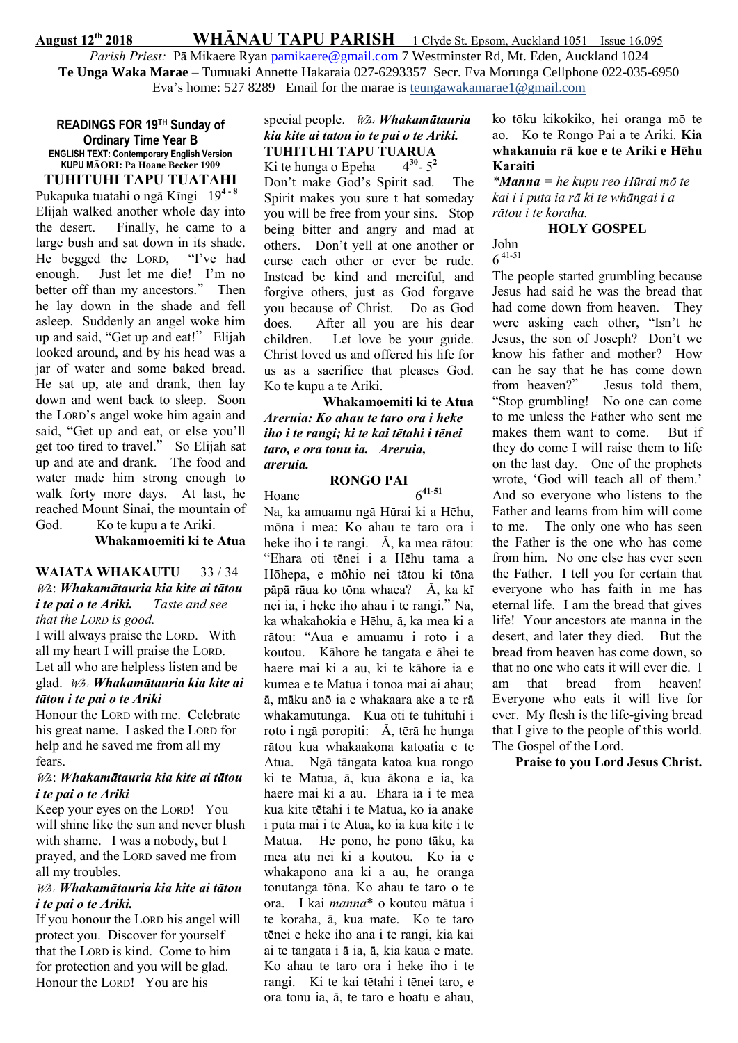**August 12th 2018 WHĀNAU TAPU PARISH** 1 Clyde St. Epsom, Auckland 1051 Issue 16,095

*Parish Priest:* Pā Mikaere Ryan pamikaere@gmail.com 7 Westminster Rd, Mt. Eden, Auckland 1024

**Te Unga Waka Marae** – Tumuaki Annette Hakaraia 027-6293357 Secr. Eva Morunga Cellphone 022-035-6950

Eva's home: 527 8289 Email for the marae is teungawakamarae1@gmail.com

### READINGS FOR 19TH Sunday of Ordinary Time Year B

**ENGLISH TEXT: Contemporary English Version**
**KUPU MĀORI: Pa Hoane Becker 1909**

### TUHITUHI TAPU TUATAHI

Pukapuka tuatahi o ngā Kīngi 19[4 - 8]

Elijah walked another whole day into the desert. Finally, he came to a large bush and sat down in its shade. He begged the LORD, "I've had enough. Just let me die! I'm no better off than my ancestors." Then he lay down in the shade and fell asleep. Suddenly an angel woke him up and said, "Get up and eat!" Elijah looked around, and by his head was a jar of water and some baked bread. He sat up, ate and drank, then lay down and went back to sleep. Soon the LORD's angel woke him again and said, "Get up and eat, or else you'll get too tired to travel." So Elijah sat up and ate and drank. The food and water made him strong enough to walk forty more days. At last, he reached Mount Sinai, the mountain of God. Ko te kupu a te Ariki.

**Whakamoemiti ki te Atua**

### WAIATA WHAKAUTU 33 / 34

*Wā: **Whakamātauria kia kite ai tātou i te pai o te Ariki.*** *Taste and see that the LORD is good.*

I will always praise the LORD. With all my heart I will praise the LORD. Let all who are helpless listen and be glad. *Wā: **Whakamātauria kia kite ai tātou i te pai o te Ariki***

Honour the LORD with me. Celebrate his great name. I asked the LORD for help and he saved me from all my fears.

*Wā*: ***Whakamātauria kia kite ai tātou i te pai o te Ariki***

Keep your eyes on the LORD! You will shine like the sun and never blush with shame. I was a nobody, but I prayed, and the LORD saved me from all my troubles.

*Wā*: ***Whakamātauria kia kite ai tātou i te pai o te Ariki.***

If you honour the LORD his angel will protect you. Discover for yourself that the LORD is kind. Come to him for protection and you will be glad. Honour the LORD! You are his special people. *Wā: **Whakamātauria kia kite ai tatou io te pai o te Ariki.***

### TUHITUHI TAPU TUARUA

Ki te hunga o Epeha 4[30]- 5[2]

Don't make God's Spirit sad. The Spirit makes you sure t hat someday you will be free from your sins. Stop being bitter and angry and mad at others. Don't yell at one another or curse each other or ever be rude. Instead be kind and merciful, and forgive others, just as God forgave you because of Christ. Do as God does. After all you are his dear children. Let love be your guide. Christ loved us and offered his life for us as a sacrifice that pleases God. Ko te kupu a te Ariki.

**Whakamoemiti ki te Atua**

***Areruia: Ko ahau te taro ora i heke iho i te rangi; ki te kai tētahi i tēnei taro, e ora tonu ia. Areruia, areruia.***

### RONGO PAI

Hoane 6[41-51]

Na, ka amuamu ngā Hūrai ki a Hēhu, mōna i mea: Ko ahau te taro ora i heke iho i te rangi. Ā, ka mea rātou: "Ehara oti tēnei i a Hēhu tama a Hōhepa, e mōhio nei tātou ki tōna pāpā rāua ko tōna whaea? Ā, ka kī nei ia, i heke iho ahau i te rangi." Na, ka whakahokia e Hēhu, ā, ka mea ki a rātou: "Aua e amuamu i roto i a koutou. Kāhore he tangata e āhei te haere mai ki a au, ki te kāhore ia e kumea e te Matua i tonoa mai ai ahau; ā, māku anō ia e whakaara ake a te rā whakamutunga. Kua oti te tuhituhi i roto i ngā poropiti: Ā, tērā he hunga rātou kua whakaakona katoatia e te Atua. Ngā tāngata katoa kua rongo ki te Matua, ā, kua ākona e ia, ka haere mai ki a au. Ehara ia i te mea kua kite tētahi i te Matua, ko ia anake i puta mai i te Atua, ko ia kua kite i te Matua. He pono, he pono tāku, ka mea atu nei ki a koutou. Ko ia e whakapono ana ki a au, he oranga tonutanga tōna. Ko ahau te taro o te ora. I kai *manna*\* o koutou mātua i te koraha, ā, kua mate. Ko te taro tēnei e heke iho ana i te rangi, kia kai ai te tangata i ā ia, ā, kia kaua e mate. Ko ahau te taro ora i heke iho i te rangi. Ki te kai tētahi i tēnei taro, e ora tonu ia, ā, te taro e hoatu e ahau, ko tōku kikokiko, hei oranga mō te ao. Ko te Rongo Pai a te Ariki. **Kia whakanuia rā koe e te Ariki e Hēhu Karaiti**

*\***Manna** = he kupu reo Hūrai mō te kai i i puta ia rā ki te whāngai i a rātou i te koraha.*

### HOLY GOSPEL

John 6[41-51]

The people started grumbling because Jesus had said he was the bread that had come down from heaven. They were asking each other, "Isn't he Jesus, the son of Joseph? Don't we know his father and mother? How can he say that he has come down from heaven?" Jesus told them, "Stop grumbling! No one can come to me unless the Father who sent me makes them want to come. But if they do come I will raise them to life on the last day. One of the prophets wrote, 'God will teach all of them.' And so everyone who listens to the Father and learns from him will come to me. The only one who has seen the Father is the one who has come from him. No one else has ever seen the Father. I tell you for certain that everyone who has faith in me has eternal life. I am the bread that gives life! Your ancestors ate manna in the desert, and later they died. But the bread from heaven has come down, so that no one who eats it will ever die. I am that bread from heaven! Everyone who eats it will live for ever. My flesh is the life-giving bread that I give to the people of this world. The Gospel of the Lord.

**Praise to you Lord Jesus Christ.**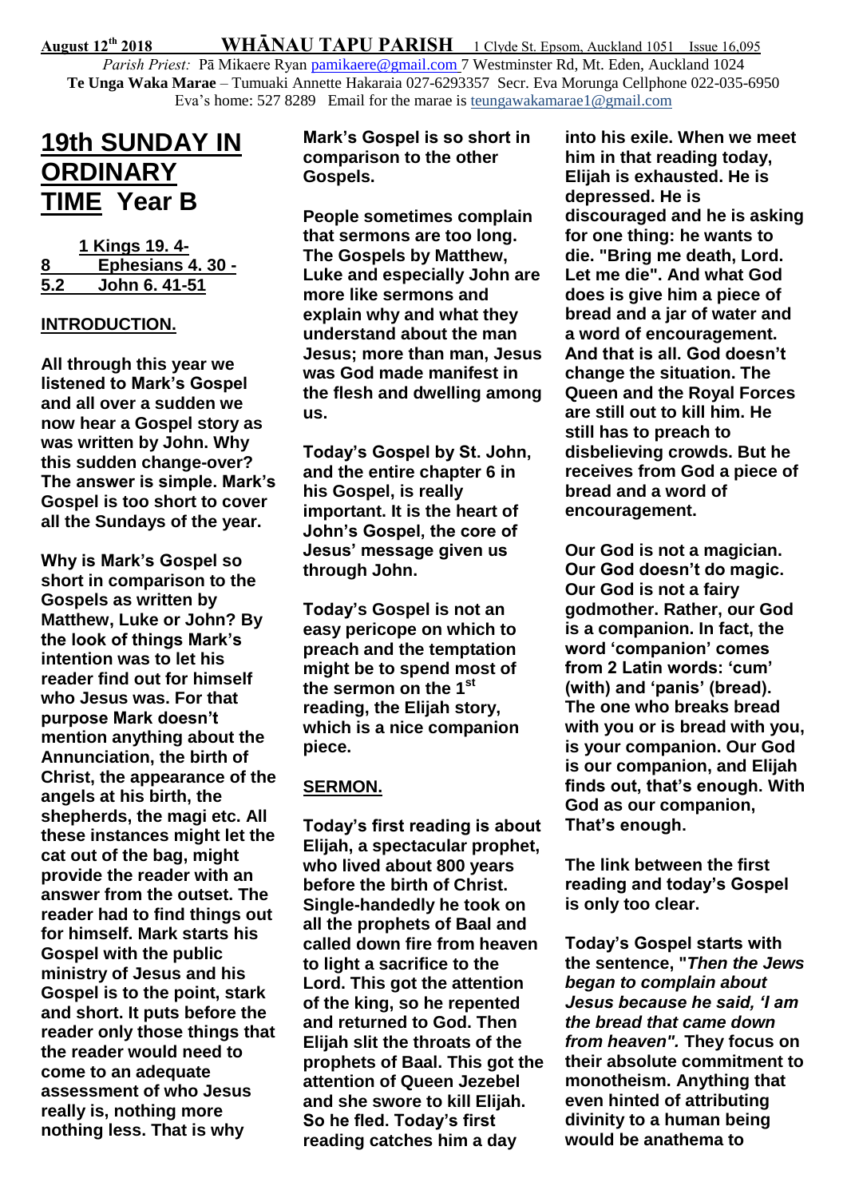August 12[th] 2018 **WHĀNAU TAPU PARISH** 1 Clyde St. Epsom, Auckland 1051 Issue 16,095

*Parish Priest:* Pā Mikaere Ryan pamikaere@gmail.com 7 Westminster Rd, Mt. Eden, Auckland 1024
**Te Unga Waka Marae** – Tumuaki Annette Hakaraia 027-6293357 Secr. Eva Morunga Cellphone 022-035-6950
Eva's home: 527 8289 Email for the marae is teungawakamarae1@gmail.com

# 19th SUNDAY IN ORDINARY TIME Year B

**1 Kings 19. 4-8 Ephesians 4. 30 - 5.2 John 6. 41-51**

## INTRODUCTION.

**All through this year we listened to Mark's Gospel and all over a sudden we now hear a Gospel story as was written by John. Why this sudden change-over? The answer is simple. Mark's Gospel is too short to cover all the Sundays of the year.**

**Why is Mark's Gospel so short in comparison to the Gospels as written by Matthew, Luke or John? By the look of things Mark's intention was to let his reader find out for himself who Jesus was. For that purpose Mark doesn't mention anything about the Annunciation, the birth of Christ, the appearance of the angels at his birth, the shepherds, the magi etc. All these instances might let the cat out of the bag, might provide the reader with an answer from the outset. The reader had to find things out for himself. Mark starts his Gospel with the public ministry of Jesus and his Gospel is to the point, stark and short. It puts before the reader only those things that the reader would need to come to an adequate assessment of who Jesus really is, nothing more nothing less. That is why Mark's Gospel is so short in comparison to the other Gospels.**

**People sometimes complain that sermons are too long. The Gospels by Matthew, Luke and especially John are more like sermons and explain why and what they understand about the man Jesus; more than man, Jesus was God made manifest in the flesh and dwelling among us.**

**Today's Gospel by St. John, and the entire chapter 6 in his Gospel, is really important. It is the heart of John's Gospel, the core of Jesus' message given us through John.**

**Today's Gospel is not an easy pericope on which to preach and the temptation might be to spend most of the sermon on the 1[st] reading, the Elijah story, which is a nice companion piece.**

## SERMON.

**Today's first reading is about Elijah, a spectacular prophet, who lived about 800 years before the birth of Christ. Single-handedly he took on all the prophets of Baal and called down fire from heaven to light a sacrifice to the Lord. This got the attention of the king, so he repented and returned to God. Then Elijah slit the throats of the prophets of Baal. This got the attention of Queen Jezebel and she swore to kill Elijah. So he fled. Today's first reading catches him a day into his exile. When we meet him in that reading today, Elijah is exhausted. He is depressed. He is discouraged and he is asking for one thing: he wants to die. "Bring me death, Lord. Let me die". And what God does is give him a piece of bread and a jar of water and a word of encouragement. And that is all. God doesn't change the situation. The Queen and the Royal Forces are still out to kill him. He still has to preach to disbelieving crowds. But he receives from God a piece of bread and a word of encouragement.**

**Our God is not a magician. Our God doesn't do magic. Our God is not a fairy godmother. Rather, our God is a companion. In fact, the word 'companion' comes from 2 Latin words: 'cum' (with) and 'panis' (bread). The one who breaks bread with you or is bread with you, is your companion. Our God is our companion, and Elijah finds out, that's enough. With God as our companion, That's enough.**

**The link between the first reading and today's Gospel is only too clear.**

**Today's Gospel starts with the sentence, "*Then the Jews began to complain about Jesus because he said, 'I am the bread that came down from heaven".* They focus on their absolute commitment to monotheism. Anything that even hinted of attributing divinity to a human being would be anathema to**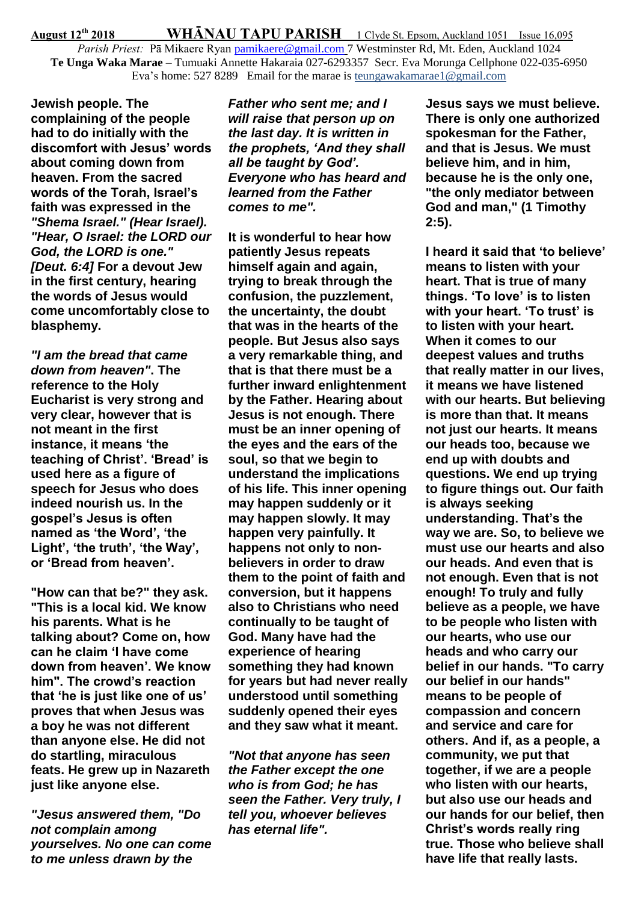**Jewish people. The complaining of the people had to do initially with the discomfort with Jesus' words about coming down from heaven. From the sacred words of the Torah, Israel's faith was expressed in the *"Shema Israel." (Hear Israel). "Hear, O Israel: the LORD our God, the LORD is one." [Deut. 6:4]* For a devout Jew in the first century, hearing the words of Jesus would come uncomfortably close to blasphemy.**

***"I am the bread that came down from heaven"*. The reference to the Holy Eucharist is very strong and very clear, however that is not meant in the first instance, it means 'the teaching of Christ'. 'Bread' is used here as a figure of speech for Jesus who does indeed nourish us. In the gospel's Jesus is often named as 'the Word', 'the Light', 'the truth', 'the Way', or 'Bread from heaven'.**

**"How can that be?" they ask. "This is a local kid. We know his parents. What is he talking about? Come on, how can he claim 'I have come down from heaven'. We know him". The crowd's reaction that 'he is just like one of us' proves that when Jesus was a boy he was not different than anyone else. He did not do startling, miraculous feats. He grew up in Nazareth just like anyone else.**

***"Jesus answered them, "Do not complain among yourselves. No one can come to me unless drawn by the Father who sent me; and I will raise that person up on the last day. It is written in the prophets, 'And they shall all be taught by God'. Everyone who has heard and learned from the Father comes to me".***

**It is wonderful to hear how patiently Jesus repeats himself again and again, trying to break through the confusion, the puzzlement, the uncertainty, the doubt that was in the hearts of the people. But Jesus also says a very remarkable thing, and that is that there must be a further inward enlightenment by the Father. Hearing about Jesus is not enough. There must be an inner opening of the eyes and the ears of the soul, so that we begin to understand the implications of his life. This inner opening may happen suddenly or it may happen slowly. It may happen very painfully. It happens not only to non-believers in order to draw them to the point of faith and conversion, but it happens also to Christians who need continually to be taught of God. Many have had the experience of hearing something they had known for years but had never really understood until something suddenly opened their eyes and they saw what it meant.**

***"Not that anyone has seen the Father except the one who is from God; he has seen the Father. Very truly, I tell you, whoever believes has eternal life".***

**Jesus says we must believe. There is only one authorized spokesman for the Father, and that is Jesus. We must believe him, and in him, because he is the only one, "the only mediator between God and man," (1 Timothy 2:5).**

**I heard it said that 'to believe' means to listen with your heart. That is true of many things. 'To love' is to listen with your heart. 'To trust' is to listen with your heart. When it comes to our deepest values and truths that really matter in our lives, it means we have listened with our hearts. But believing is more than that. It means not just our hearts. It means our heads too, because we end up with doubts and questions. We end up trying to figure things out. Our faith is always seeking understanding. That's the way we are. So, to believe we must use our hearts and also our heads. And even that is not enough. Even that is not enough! To truly and fully believe as a people, we have to be people who listen with our hearts, who use our heads and who carry our belief in our hands. "To carry our belief in our hands" means to be people of compassion and concern and service and care for others. And if, as a people, a community, we put that together, if we are a people who listen with our hearts, but also use our heads and our hands for our belief, then Christ's words really ring true. Those who believe shall have life that really lasts.**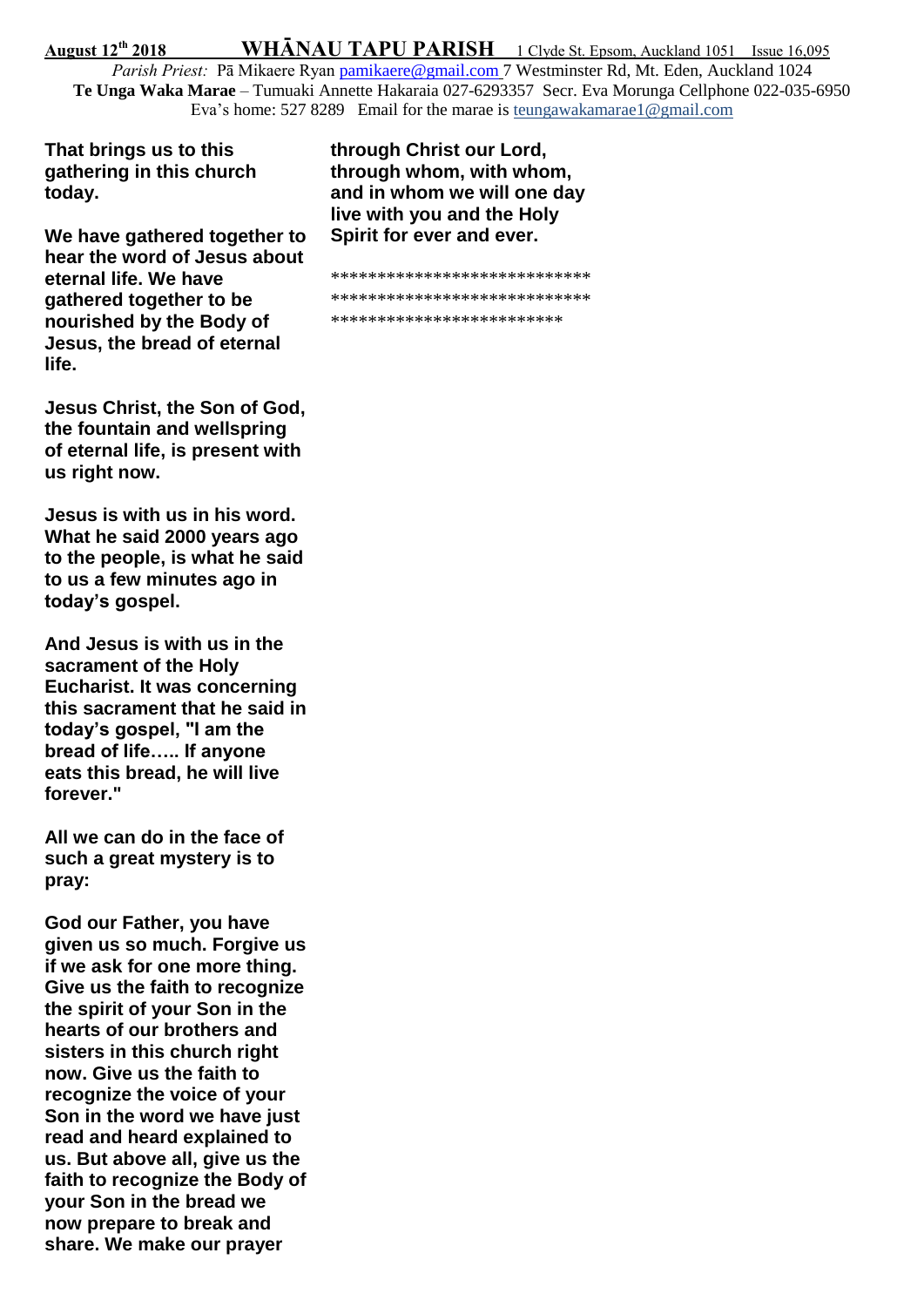**That brings us to this gathering in this church today.**

**We have gathered together to hear the word of Jesus about eternal life. We have gathered together to be nourished by the Body of Jesus, the bread of eternal life.**

**Jesus Christ, the Son of God, the fountain and wellspring of eternal life, is present with us right now.**

**Jesus is with us in his word. What he said 2000 years ago to the people, is what he said to us a few minutes ago in today's gospel.**

**And Jesus is with us in the sacrament of the Holy Eucharist. It was concerning this sacrament that he said in today's gospel, "I am the bread of life….. If anyone eats this bread, he will live forever."**

**All we can do in the face of such a great mystery is to pray:**

**God our Father, you have given us so much. Forgive us if we ask for one more thing. Give us the faith to recognize the spirit of your Son in the hearts of our brothers and sisters in this church right now. Give us the faith to recognize the voice of your Son in the word we have just read and heard explained to us. But above all, give us the faith to recognize the Body of your Son in the bread we now prepare to break and share. We make our prayer through Christ our Lord, through whom, with whom, and in whom we will one day live with you and the Holy Spirit for ever and ever.**

****************************
****************************
*************************